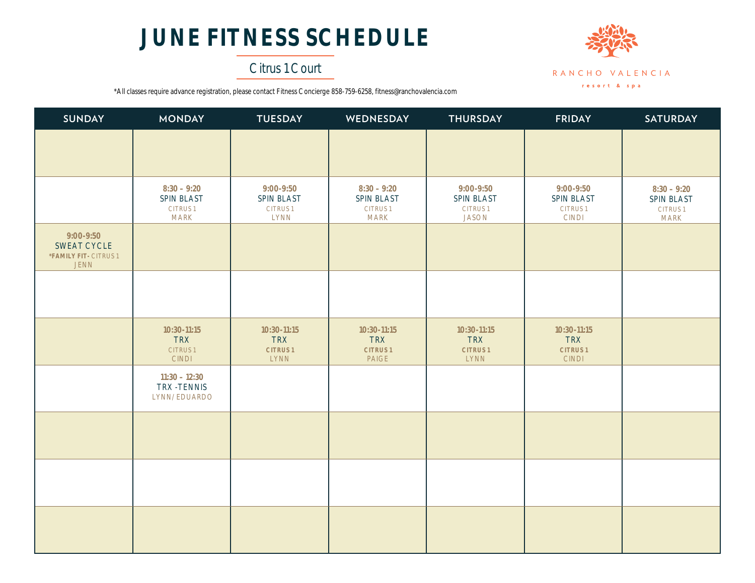# JUNE FITNESS SCHEDULE

Citrus 1 Court

RANCHO VALENCIA resort & spa

*All classes require advance registration, please contact Fitness Concierge 858-759-6258, fitness@ranchovalencia.com

| SUNDAY | MONDAY | TUESDAY | WEDNESDAY | THURSDAY | FRIDAY | SATURDAY |
|---|---|---|---|---|---|---|
| | | | | | | |
| | 8:30 – 9:20 SPIN BLAST CITRUS 1 MARK | 9:00-9:50 SPIN BLAST CITRUS 1 LYNN | 8:30 – 9:20 SPIN BLAST CITRUS 1 MARK | 9:00-9:50 SPIN BLAST CITRUS 1 JASON | 9:00-9:50 SPIN BLAST CITRUS 1 CINDI | 8:30 – 9:20 SPIN BLAST CITRUS 1 MARK |
| 9:00-9:50 SWEAT CYCLE *FAMILY FIT- CITRUS 1 JENN | | | | | | |
| | | | | | | |
| | 10:30-11:15 TRX CITRUS 1 CINDI | 10:30-11:15 TRX CITRUS 1 LYNN | 10:30-11:15 TRX CITRUS 1 PAIGE | 10:30-11:15 TRX CITRUS 1 LYNN | 10:30-11:15 TRX CITRUS 1 CINDI | |
| | 11:30 – 12:30 TRX -TENNIS LYNN/EDUARDO | | | | | |
| | | | | | | |
| | | | | | | |
| | | | | | | |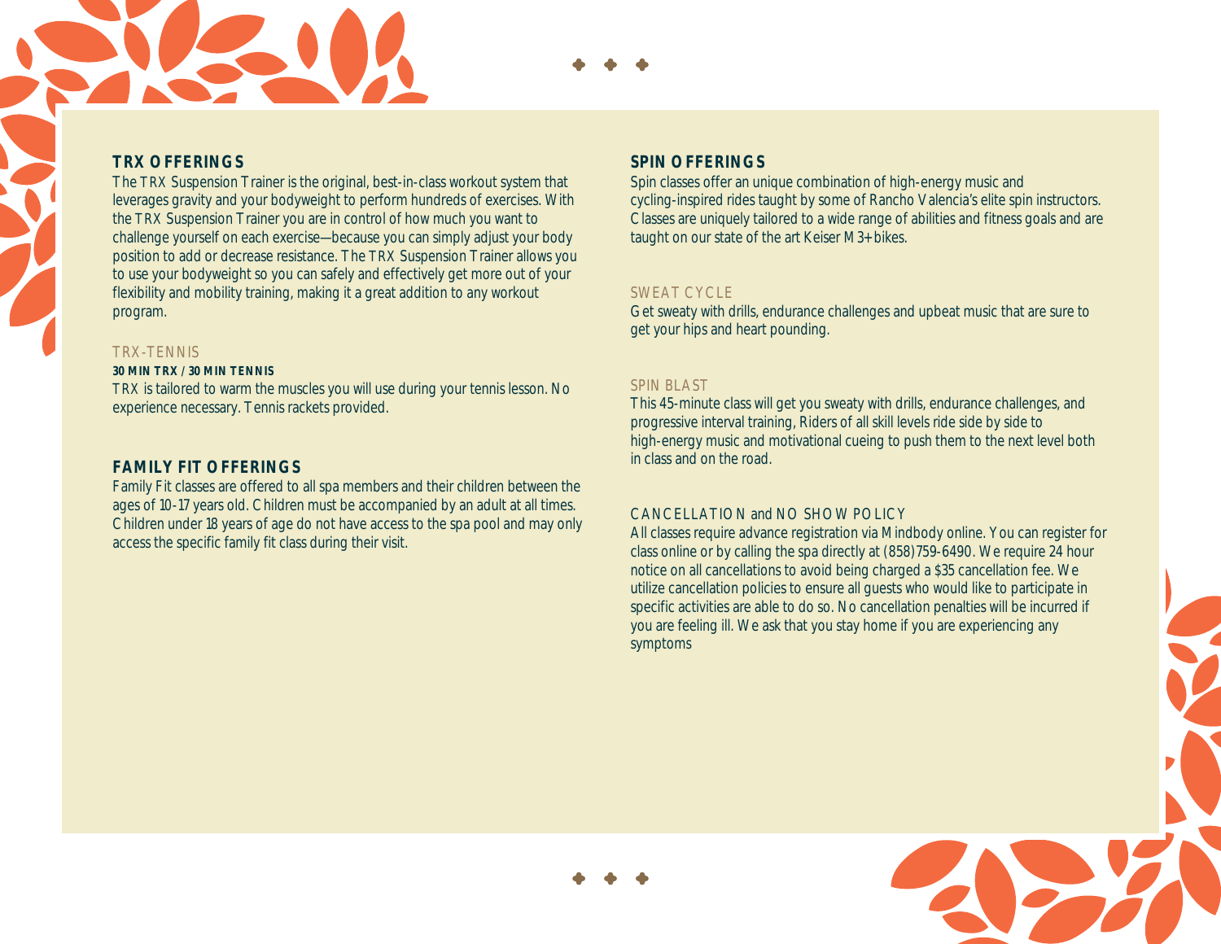## TRX OFFERINGS

The TRX Suspension Trainer is the original, best-in-class workout system that leverages gravity and your bodyweight to perform hundreds of exercises. With the TRX Suspension Trainer you are in control of how much you want to challenge yourself on each exercise—because you can simply adjust your body position to add or decrease resistance. The TRX Suspension Trainer allows you to use your bodyweight so you can safely and effectively get more out of your flexibility and mobility training, making it a great addition to any workout program.

### TRX-TENNIS

**30 MIN TRX / 30 MIN TENNIS**

TRX is tailored to warm the muscles you will use during your tennis lesson. No experience necessary. Tennis rackets provided.

## FAMILY FIT OFFERINGS

Family Fit classes are offered to all spa members and their children between the ages of 10-17 years old. Children must be accompanied by an adult at all times. Children under 18 years of age do not have access to the spa pool and may only access the specific family fit class during their visit.

## SPIN OFFERINGS

Spin classes offer an unique combination of high-energy music and cycling-inspired rides taught by some of Rancho Valencia's elite spin instructors. Classes are uniquely tailored to a wide range of abilities and fitness goals and are taught on our state of the art Keiser M3+ bikes.

### SWEAT CYCLE

Get sweaty with drills, endurance challenges and upbeat music that are sure to get your hips and heart pounding.

### SPIN BLAST

This 45-minute class will get you sweaty with drills, endurance challenges, and progressive interval training, Riders of all skill levels ride side by side to high-energy music and motivational cueing to push them to the next level both in class and on the road.

### CANCELLATION and NO SHOW POLICY

All classes require advance registration via Mindbody online. You can register for class online or by calling the spa directly at (858)759-6490. We require 24 hour notice on all cancellations to avoid being charged a $35 cancellation fee. We utilize cancellation policies to ensure all guests who would like to participate in specific activities are able to do so. No cancellation penalties will be incurred if you are feeling ill. We ask that you stay home if you are experiencing any symptoms